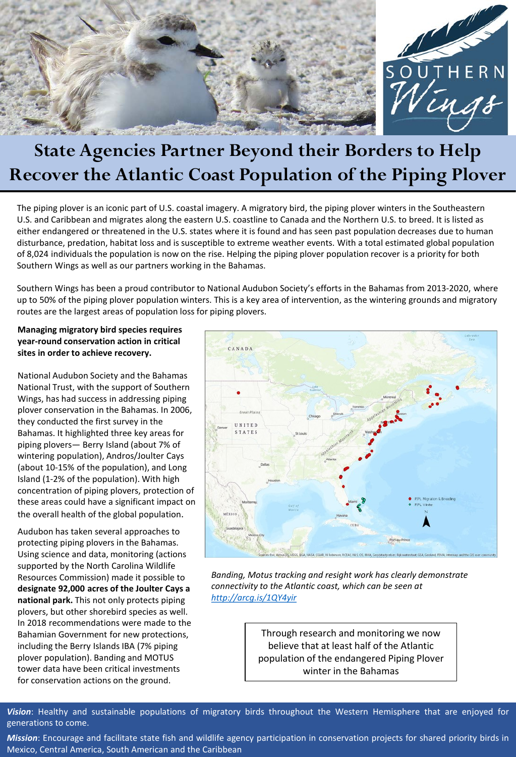# State Agencies Partner Beyond their Borders to Help Recover the Atlantic Coast Population of the Piping Plover

The piping plover is an iconic part of U.S. coastal imagery. A migratory bird, the piping plover winters in the Southeastern U.S. and Caribbean and migrates along the eastern U.S. coastline to Canada and the Northern U.S. to breed. It is listed as either endangered or threatened in the U.S. states where it is found and has seen past population decreases due to human disturbance, predation, habitat loss and is susceptible to extreme weather events. With a total estimated global population of 8,024 individuals the population is now on the rise. Helping the piping plover population recover is a priority for both Southern Wings as well as our partners working in the Bahamas.

Southern Wings has been a proud contributor to National Audubon Society's efforts in the Bahamas from 2013-2020, where up to 50% of the piping plover population winters. This is a key area of intervention, as the wintering grounds and migratory routes are the largest areas of population loss for piping plovers.

**Managing migratory bird species requires year-round conservation action in critical sites in order to achieve recovery.**

National Audubon Society and the Bahamas National Trust, with the support of Southern Wings, has had success in addressing piping plover conservation in the Bahamas. In 2006, they conducted the first survey in the Bahamas. It highlighted three key areas for piping plovers— Berry Island (about 7% of wintering population), Andros/Joulter Cays (about 10-15% of the population), and Long Island (1-2% of the population). With high concentration of piping plovers, protection of these areas could have a significant impact on the overall health of the global population.

Audubon has taken several approaches to protecting piping plovers in the Bahamas. Using science and data, monitoring (actions supported by the North Carolina Wildlife Resources Commission) made it possible to **designate 92,000 acres of the Joulter Cays a national park.** This not only protects piping plovers, but other shorebird species as well. In 2018 recommendations were made to the Bahamian Government for new protections, including the Berry Islands IBA (7% piping plover population). Banding and MOTUS tower data have been critical investments for conservation actions on the ground.

*Banding, Motus tracking and resight work has clearly demonstrate connectivity to the Atlantic coast, which can be seen at [http://arcg.is/1QY4yir](http://arcg.is/1QY4yir)*

Through research and monitoring we now believe that at least half of the Atlantic population of the endangered Piping Plover winter in the Bahamas

***Vision***: Healthy and sustainable populations of migratory birds throughout the Western Hemisphere that are enjoyed for generations to come.

***Mission***: Encourage and facilitate state fish and wildlife agency participation in conservation projects for shared priority birds in Mexico, Central America, South American and the Caribbean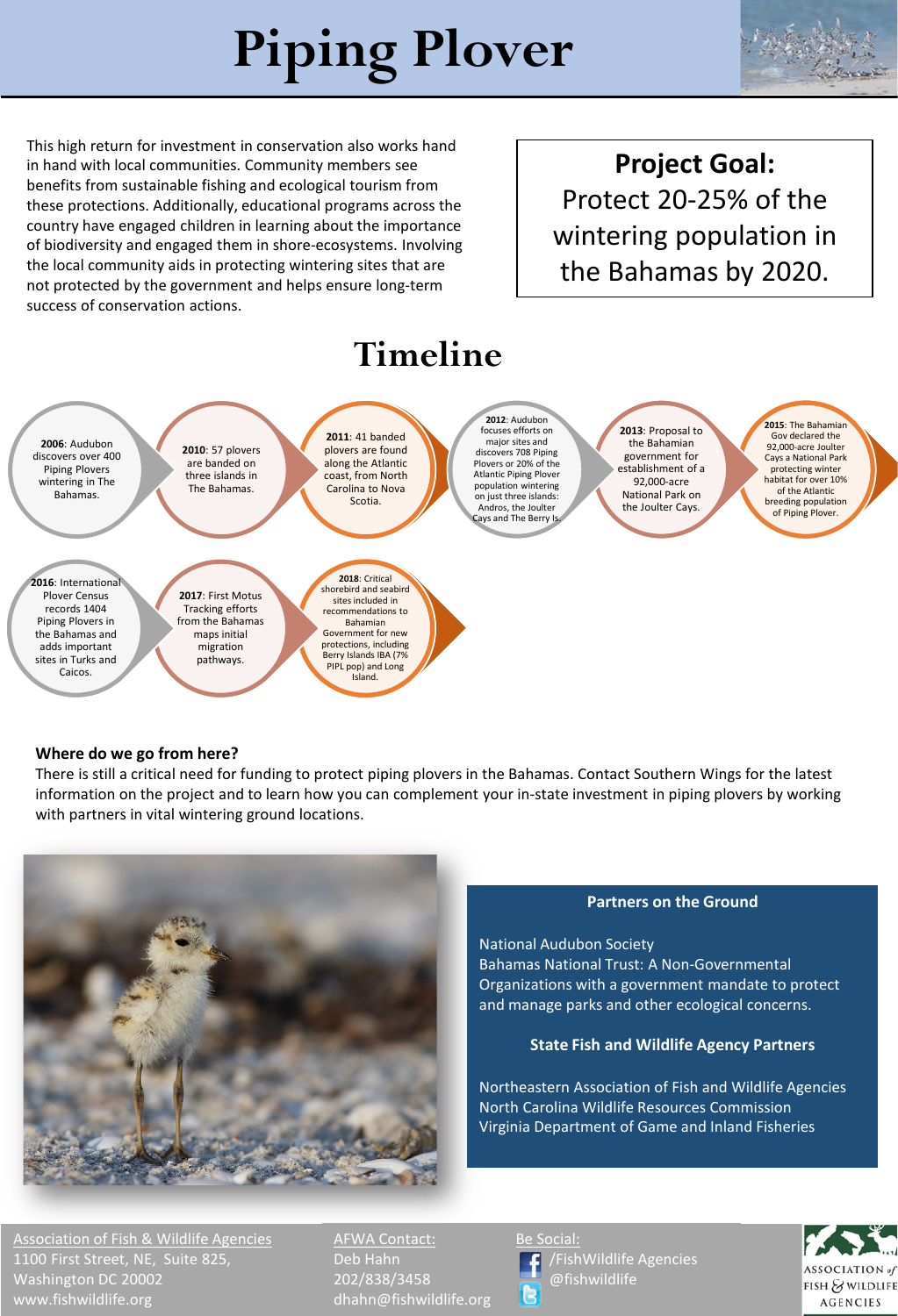# Piping Plover

This high return for investment in conservation also works hand in hand with local communities. Community members see benefits from sustainable fishing and ecological tourism from these protections. Additionally, educational programs across the country have engaged children in learning about the importance of biodiversity and engaged them in shore-ecosystems. Involving the local community aids in protecting wintering sites that are not protected by the government and helps ensure long-term success of conservation actions.

**Project Goal:**
Protect 20-25% of the wintering population in the Bahamas by 2020.

## Timeline

- **2006**: Audubon discovers over 400 Piping Plovers wintering in The Bahamas.
- **2010**: 57 plovers are banded on three islands in The Bahamas.
- **2011**: 41 banded plovers are found along the Atlantic coast, from North Carolina to Nova Scotia.
- **2012**: Audubon focuses efforts on major sites and discovers 708 Piping Plovers or 20% of the Atlantic Piping Plover population wintering on just three islands: Andros, the Joulter Cays and The Berry Is.
- **2013**: Proposal to the Bahamian government for establishment of a 92,000-acre National Park on the Joulter Cays.
- **2015**: The Bahamian Gov declared the 92,000-acre Joulter Cays a National Park protecting winter habitat for over 10% of the Atlantic breeding population of Piping Plover.
- **2016**: International Plover Census records 1404 Piping Plovers in the Bahamas and adds important sites in Turks and Caicos.
- **2017**: First Motus Tracking efforts from the Bahamas maps initial migration pathways.
- **2018**: Critical shorebird and seabird sites included in recommendations to Bahamian Government for new protections, including Berry Islands IBA (7% PIPL pop) and Long Island.

**Where do we go from here?**

There is still a critical need for funding to protect piping plovers in the Bahamas. Contact Southern Wings for the latest information on the project and to learn how you can complement your in-state investment in piping plovers by working with partners in vital wintering ground locations.

**Partners on the Ground**

National Audubon Society
Bahamas National Trust: A Non-Governmental Organizations with a government mandate to protect and manage parks and other ecological concerns.

**State Fish and Wildlife Agency Partners**

Northeastern Association of Fish and Wildlife Agencies
North Carolina Wildlife Resources Commission
Virginia Department of Game and Inland Fisheries

Association of Fish & Wildlife Agencies
1100 First Street, NE, Suite 825,
Washington DC 20002
www.fishwildlife.org

AFWA Contact:
Deb Hahn
202/838/3458
dhahn@fishwildlife.org

Be Social:
/FishWildlife Agencies
@fishwildlife

ASSOCIATION of FISH & WILDLIFE AGENCIES